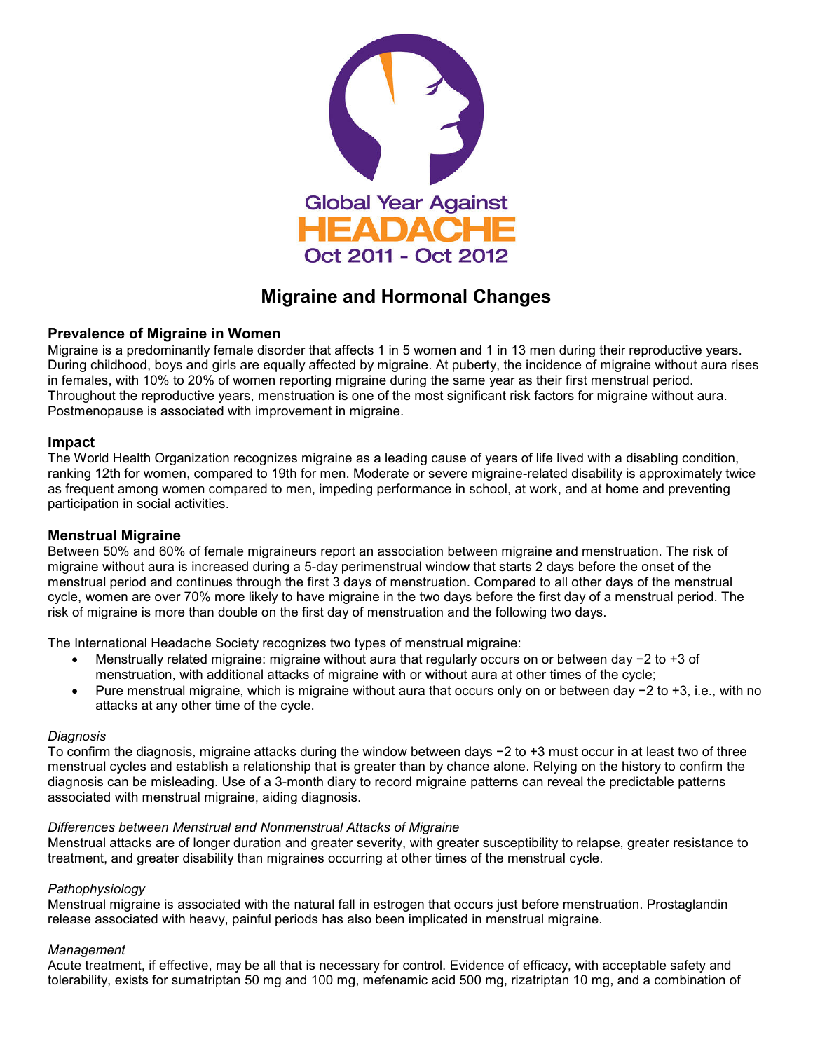Global Year Against

HEADACHE

Oct 2011 - Oct 2012

# Migraine and Hormonal Changes

## Prevalence of Migraine in Women

Migraine is a predominantly female disorder that affects 1 in 5 women and 1 in 13 men during their reproductive years. During childhood, boys and girls are equally affected by migraine. At puberty, the incidence of migraine without aura rises in females, with 10% to 20% of women reporting migraine during the same year as their first menstrual period. Throughout the reproductive years, menstruation is one of the most significant risk factors for migraine without aura. Postmenopause is associated with improvement in migraine.

## Impact

The World Health Organization recognizes migraine as a leading cause of years of life lived with a disabling condition, ranking 12th for women, compared to 19th for men. Moderate or severe migraine-related disability is approximately twice as frequent among women compared to men, impeding performance in school, at work, and at home and preventing participation in social activities.

## Menstrual Migraine

Between 50% and 60% of female migraineurs report an association between migraine and menstruation. The risk of migraine without aura is increased during a 5-day perimenstrual window that starts 2 days before the onset of the menstrual period and continues through the first 3 days of menstruation. Compared to all other days of the menstrual cycle, women are over 70% more likely to have migraine in the two days before the first day of a menstrual period. The risk of migraine is more than double on the first day of menstruation and the following two days.

The International Headache Society recognizes two types of menstrual migraine:

- Menstrually related migraine: migraine without aura that regularly occurs on or between day −2 to +3 of menstruation, with additional attacks of migraine with or without aura at other times of the cycle;
- Pure menstrual migraine, which is migraine without aura that occurs only on or between day −2 to +3, i.e., with no attacks at any other time of the cycle.

### *Diagnosis*

To confirm the diagnosis, migraine attacks during the window between days −2 to +3 must occur in at least two of three menstrual cycles and establish a relationship that is greater than by chance alone. Relying on the history to confirm the diagnosis can be misleading. Use of a 3-month diary to record migraine patterns can reveal the predictable patterns associated with menstrual migraine, aiding diagnosis.

### *Differences between Menstrual and Nonmenstrual Attacks of Migraine*

Menstrual attacks are of longer duration and greater severity, with greater susceptibility to relapse, greater resistance to treatment, and greater disability than migraines occurring at other times of the menstrual cycle.

### *Pathophysiology*

Menstrual migraine is associated with the natural fall in estrogen that occurs just before menstruation. Prostaglandin release associated with heavy, painful periods has also been implicated in menstrual migraine.

### *Management*

Acute treatment, if effective, may be all that is necessary for control. Evidence of efficacy, with acceptable safety and tolerability, exists for sumatriptan 50 mg and 100 mg, mefenamic acid 500 mg, rizatriptan 10 mg, and a combination of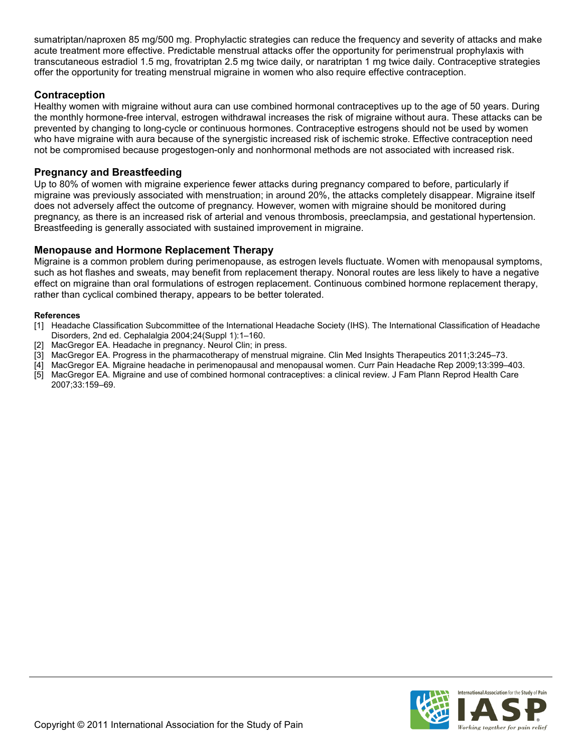sumatriptan/naproxen 85 mg/500 mg. Prophylactic strategies can reduce the frequency and severity of attacks and make acute treatment more effective. Predictable menstrual attacks offer the opportunity for perimenstrual prophylaxis with transcutaneous estradiol 1.5 mg, frovatriptan 2.5 mg twice daily, or naratriptan 1 mg twice daily. Contraceptive strategies offer the opportunity for treating menstrual migraine in women who also require effective contraception.

## Contraception

Healthy women with migraine without aura can use combined hormonal contraceptives up to the age of 50 years. During the monthly hormone-free interval, estrogen withdrawal increases the risk of migraine without aura. These attacks can be prevented by changing to long-cycle or continuous hormones. Contraceptive estrogens should not be used by women who have migraine with aura because of the synergistic increased risk of ischemic stroke. Effective contraception need not be compromised because progestogen-only and nonhormonal methods are not associated with increased risk.

## Pregnancy and Breastfeeding

Up to 80% of women with migraine experience fewer attacks during pregnancy compared to before, particularly if migraine was previously associated with menstruation; in around 20%, the attacks completely disappear. Migraine itself does not adversely affect the outcome of pregnancy. However, women with migraine should be monitored during pregnancy, as there is an increased risk of arterial and venous thrombosis, preeclampsia, and gestational hypertension. Breastfeeding is generally associated with sustained improvement in migraine.

## Menopause and Hormone Replacement Therapy

Migraine is a common problem during perimenopause, as estrogen levels fluctuate. Women with menopausal symptoms, such as hot flashes and sweats, may benefit from replacement therapy. Nonoral routes are less likely to have a negative effect on migraine than oral formulations of estrogen replacement. Continuous combined hormone replacement therapy, rather than cyclical combined therapy, appears to be better tolerated.

**References**

[1] Headache Classification Subcommittee of the International Headache Society (IHS). The International Classification of Headache Disorders, 2nd ed. Cephalalgia 2004;24(Suppl 1):1–160.

[2] MacGregor EA. Headache in pregnancy. Neurol Clin; in press.

[3] MacGregor EA. Progress in the pharmacotherapy of menstrual migraine. Clin Med Insights Therapeutics 2011;3:245–73.

[4] MacGregor EA. Migraine headache in perimenopausal and menopausal women. Curr Pain Headache Rep 2009;13:399–403.

[5] MacGregor EA. Migraine and use of combined hormonal contraceptives: a clinical review. J Fam Plann Reprod Health Care 2007;33:159–69.

Copyright © 2011 International Association for the Study of Pain